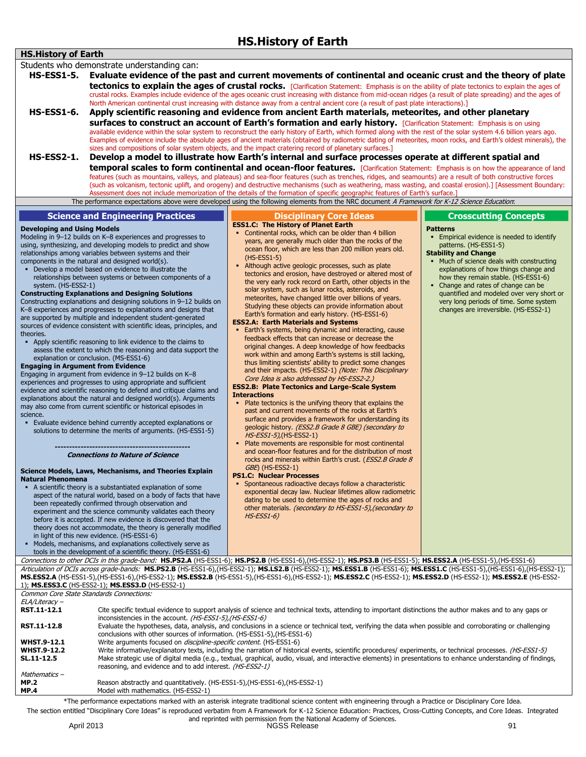# HS.History of Earth

## HS.History of Earth

Students who demonstrate understanding can:

**HS-ESS1-5. Evaluate evidence of the past and current movements of continental and oceanic crust and the theory of plate tectonics to explain the ages of crustal rocks.** [Clarification Statement: Emphasis is on the ability of plate tectonics to explain the ages of crustal rocks. Examples include evidence of the ages oceanic crust increasing with distance from mid-ocean ridges (a result of plate spreading) and the ages of North American continental crust increasing with distance away from a central ancient core (a result of past plate interactions).]

**HS-ESS1-6. Apply scientific reasoning and evidence from ancient Earth materials, meteorites, and other planetary surfaces to construct an account of Earth's formation and early history.** [Clarification Statement: Emphasis is on using available evidence within the solar system to reconstruct the early history of Earth, which formed along with the rest of the solar system 4.6 billion years ago. Examples of evidence include the absolute ages of ancient materials (obtained by radiometric dating of meteorites, moon rocks, and Earth's oldest minerals), the sizes and compositions of solar system objects, and the impact cratering record of planetary surfaces.]

**HS-ESS2-1. Develop a model to illustrate how Earth's internal and surface processes operate at different spatial and temporal scales to form continental and ocean-floor features.** [Clarification Statement: Emphasis is on how the appearance of land features (such as mountains, valleys, and plateaus) and sea-floor features (such as trenches, ridges, and seamounts) are a result of both constructive forces (such as volcanism, tectonic uplift, and orogeny) and destructive mechanisms (such as weathering, mass wasting, and coastal erosion).] [Assessment Boundary: Assessment does not include memorization of the details of the formation of specific geographic features of Earth's surface.]

The performance expectations above were developed using the following elements from the NRC document *A Framework for K-12 Science Education*:

### Science and Engineering Practices

**Developing and Using Models**

Modeling in 9–12 builds on K–8 experiences and progresses to using, synthesizing, and developing models to predict and show relationships among variables between systems and their components in the natural and designed world(s).

- Develop a model based on evidence to illustrate the relationships between systems or between components of a system. (HS-ESS2-1)

**Constructing Explanations and Designing Solutions**

Constructing explanations and designing solutions in 9–12 builds on K–8 experiences and progresses to explanations and designs that are supported by multiple and independent student-generated sources of evidence consistent with scientific ideas, principles, and theories.

- Apply scientific reasoning to link evidence to the claims to assess the extent to which the reasoning and data support the explanation or conclusion. (MS-ESS1-6)

**Engaging in Argument from Evidence**

Engaging in argument from evidence in 9–12 builds on K–8 experiences and progresses to using appropriate and sufficient evidence and scientific reasoning to defend and critique claims and explanations about the natural and designed world(s). Arguments may also come from current scientific or historical episodes in science.

- Evaluate evidence behind currently accepted explanations or solutions to determine the merits of arguments. (HS-ESS1-5)

---

***Connections to Nature of Science***

**Science Models, Laws, Mechanisms, and Theories Explain Natural Phenomena**

- A scientific theory is a substantiated explanation of some aspect of the natural world, based on a body of facts that have been repeatedly confirmed through observation and experiment and the science community validates each theory before it is accepted. If new evidence is discovered that the theory does not accommodate, the theory is generally modified in light of this new evidence. (HS-ESS1-6)
- Models, mechanisms, and explanations collectively serve as tools in the development of a scientific theory. (HS-ESS1-6)

### Disciplinary Core Ideas

**ESS1.C: The History of Planet Earth**

- Continental rocks, which can be older than 4 billion years, are generally much older than the rocks of the ocean floor, which are less than 200 million years old. (HS-ESS1-5)
- Although active geologic processes, such as plate tectonics and erosion, have destroyed or altered most of the very early rock record on Earth, other objects in the solar system, such as lunar rocks, asteroids, and meteorites, have changed little over billions of years. Studying these objects can provide information about Earth's formation and early history. (HS-ESS1-6)

**ESS2.A: Earth Materials and Systems**

- Earth's systems, being dynamic and interacting, cause feedback effects that can increase or decrease the original changes. A deep knowledge of how feedbacks work within and among Earth's systems is still lacking, thus limiting scientists' ability to predict some changes and their impacts. (HS-ESS2-1) *(Note: This Disciplinary Core Idea is also addressed by HS-ESS2-2.)*

**ESS2.B: Plate Tectonics and Large-Scale System Interactions**

- Plate tectonics is the unifying theory that explains the past and current movements of the rocks at Earth's surface and provides a framework for understanding its geologic history. *(ESS2.B Grade 8 GBE) (secondary to HS-ESS1-5)*,(HS-ESS2-1)
- Plate movements are responsible for most continental and ocean-floor features and for the distribution of most rocks and minerals within Earth's crust. (*ESS2.B Grade 8 GBE*) (HS-ESS2-1)

**PS1.C: Nuclear Processes**

- Spontaneous radioactive decays follow a characteristic exponential decay law. Nuclear lifetimes allow radiometric dating to be used to determine the ages of rocks and other materials. *(secondary to HS-ESS1-5),(secondary to HS-ESS1-6)*

### Crosscutting Concepts

**Patterns**

- Empirical evidence is needed to identify patterns. (HS-ESS1-5)

**Stability and Change**

- Much of science deals with constructing explanations of how things change and how they remain stable. (HS-ESS1-6)
- Change and rates of change can be quantified and modeled over very short or very long periods of time. Some system changes are irreversible. (HS-ESS2-1)

---

*Connections to other DCIs in this grade-band:* **HS.PS2.A** (HS-ESS1-6); **HS.PS2.B** (HS-ESS1-6),(HS-ESS2-1); **HS.PS3.B** (HS-ESS1-5); **HS.ESS2.A** (HS-ESS1-5),(HS-ESS1-6)

*Articulation of DCIs across grade-bands:* **MS.PS2.B** (HS-ESS1-6),(HS-ESS2-1); **MS.LS2.B** (HS-ESS2-1); **MS.ESS1.B** (HS-ESS1-6); **MS.ESS1.C** (HS-ESS1-5),(HS-ESS1-6),(HS-ESS2-1); **MS.ESS2.A** (HS-ESS1-5),(HS-ESS1-6),(HS-ESS2-1); **MS.ESS2.B** (HS-ESS1-5),(HS-ESS1-6),(HS-ESS2-1); **MS.ESS2.C** (HS-ESS2-1); **MS.ESS2.D** (HS-ESS2-1); **MS.ESS2.E** (HS-ESS2-1); **MS.ESS3.C** (HS-ESS2-1); **MS.ESS3.D** (HS-ESS2-1)

*Common Core State Standards Connections:*

*ELA/Literacy –*

**RST.11-12.1** Cite specific textual evidence to support analysis of science and technical texts, attending to important distinctions the author makes and to any gaps or inconsistencies in the account. *(HS-ESS1-5),(HS-ESS1-6)*

**RST.11-12.8** Evaluate the hypotheses, data, analysis, and conclusions in a science or technical text, verifying the data when possible and corroborating or challenging conclusions with other sources of information. (HS-ESS1-5),(HS-ESS1-6)

**WHST.9-12.1** Write arguments focused on *discipline-specific content.* (HS-ESS1-6)

**WHST.9-12.2** Write informative/explanatory texts, including the narration of historical events, scientific procedures/ experiments, or technical processes. *(HS-ESS1-5)*

**SL.11-12.5** Make strategic use of digital media (e.g., textual, graphical, audio, visual, and interactive elements) in presentations to enhance understanding of findings, reasoning, and evidence and to add interest. *(HS-ESS2-1)*

*Mathematics –*

**MP.2** Reason abstractly and quantitatively. (HS-ESS1-5),(HS-ESS1-6),(HS-ESS2-1)

**MP.4** Model with mathematics. (HS-ESS2-1)

*The performance expectations marked with an asterisk integrate traditional science content with engineering through a Practice or Disciplinary Core Idea.

The section entitled "Disciplinary Core Ideas" is reproduced verbatim from A Framework for K-12 Science Education: Practices, Cross-Cutting Concepts, and Core Ideas. Integrated and reprinted with permission from the National Academy of Sciences.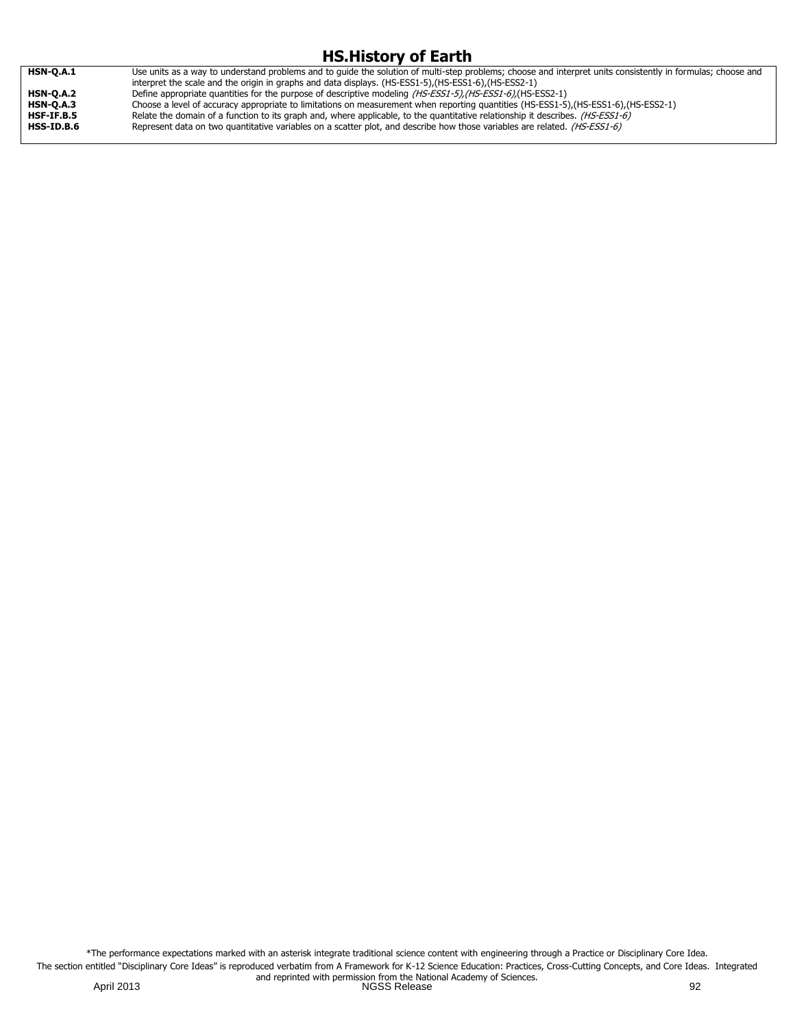## HS.History of Earth

| | |
|---|---|
| **HSN-Q.A.1** | Use units as a way to understand problems and to guide the solution of multi-step problems; choose and interpret units consistently in formulas; choose and interpret the scale and the origin in graphs and data displays. (HS-ESS1-5),(HS-ESS1-6),(HS-ESS2-1) |
| **HSN-Q.A.2** | Define appropriate quantities for the purpose of descriptive modeling *(HS-ESS1-5),(HS-ESS1-6),*(HS-ESS2-1) |
| **HSN-Q.A.3** | Choose a level of accuracy appropriate to limitations on measurement when reporting quantities (HS-ESS1-5),(HS-ESS1-6),(HS-ESS2-1) |
| **HSF-IF.B.5** | Relate the domain of a function to its graph and, where applicable, to the quantitative relationship it describes. *(HS-ESS1-6)* |
| **HSS-ID.B.6** | Represent data on two quantitative variables on a scatter plot, and describe how those variables are related. *(HS-ESS1-6)* |

*The performance expectations marked with an asterisk integrate traditional science content with engineering through a Practice or Disciplinary Core Idea.

The section entitled "Disciplinary Core Ideas" is reproduced verbatim from A Framework for K-12 Science Education: Practices, Cross-Cutting Concepts, and Core Ideas. Integrated and reprinted with permission from the National Academy of Sciences.